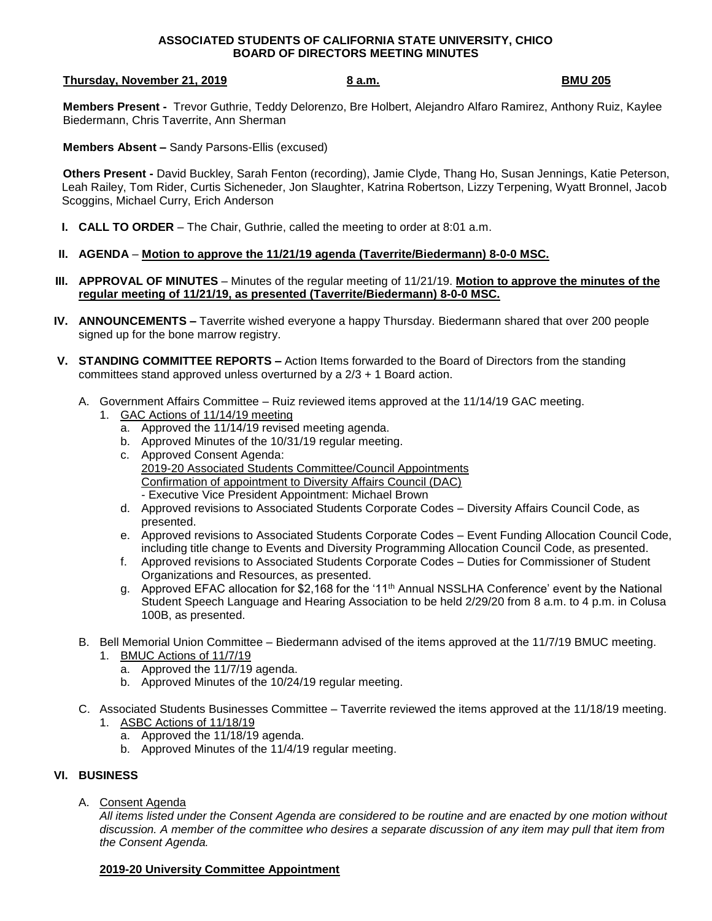**ASSOCIATED STUDENTS OF CALIFORNIA STATE UNIVERSITY, CHICO**
**BOARD OF DIRECTORS MEETING MINUTES**

**Thursday, November 21, 2019** **8 a.m.** **BMU 205**

**Members Present -** Trevor Guthrie, Teddy Delorenzo, Bre Holbert, Alejandro Alfaro Ramirez, Anthony Ruiz, Kaylee Biedermann, Chris Taverrite, Ann Sherman

**Members Absent –** Sandy Parsons-Ellis (excused)

**Others Present -** David Buckley, Sarah Fenton (recording), Jamie Clyde, Thang Ho, Susan Jennings, Katie Peterson, Leah Railey, Tom Rider, Curtis Sicheneder, Jon Slaughter, Katrina Robertson, Lizzy Terpening, Wyatt Bronnel, Jacob Scoggins, Michael Curry, Erich Anderson

**I. CALL TO ORDER** – The Chair, Guthrie, called the meeting to order at 8:01 a.m.

**II. AGENDA** – **Motion to approve the 11/21/19 agenda (Taverrite/Biedermann) 8-0-0 MSC.**

**III. APPROVAL OF MINUTES** – Minutes of the regular meeting of 11/21/19. **Motion to approve the minutes of the regular meeting of 11/21/19, as presented (Taverrite/Biedermann) 8-0-0 MSC.**

**IV. ANNOUNCEMENTS –** Taverrite wished everyone a happy Thursday. Biedermann shared that over 200 people signed up for the bone marrow registry.

**V. STANDING COMMITTEE REPORTS –** Action Items forwarded to the Board of Directors from the standing committees stand approved unless overturned by a 2/3 + 1 Board action.

A. Government Affairs Committee – Ruiz reviewed items approved at the 11/14/19 GAC meeting.
   1. GAC Actions of 11/14/19 meeting
      a. Approved the 11/14/19 revised meeting agenda.
      b. Approved Minutes of the 10/31/19 regular meeting.
      c. Approved Consent Agenda:
         2019-20 Associated Students Committee/Council Appointments
         Confirmation of appointment to Diversity Affairs Council (DAC)
         - Executive Vice President Appointment: Michael Brown
      d. Approved revisions to Associated Students Corporate Codes – Diversity Affairs Council Code, as presented.
      e. Approved revisions to Associated Students Corporate Codes – Event Funding Allocation Council Code, including title change to Events and Diversity Programming Allocation Council Code, as presented.
      f. Approved revisions to Associated Students Corporate Codes – Duties for Commissioner of Student Organizations and Resources, as presented.
      g. Approved EFAC allocation for $2,168 for the '11th Annual NSSLHA Conference' event by the National Student Speech Language and Hearing Association to be held 2/29/20 from 8 a.m. to 4 p.m. in Colusa 100B, as presented.

B. Bell Memorial Union Committee – Biedermann advised of the items approved at the 11/7/19 BMUC meeting.
   1. BMUC Actions of 11/7/19
      a. Approved the 11/7/19 agenda.
      b. Approved Minutes of the 10/24/19 regular meeting.

C. Associated Students Businesses Committee – Taverrite reviewed the items approved at the 11/18/19 meeting.
   1. ASBC Actions of 11/18/19
      a. Approved the 11/18/19 agenda.
      b. Approved Minutes of the 11/4/19 regular meeting.

**VI. BUSINESS**

A. Consent Agenda

*All items listed under the Consent Agenda are considered to be routine and are enacted by one motion without discussion. A member of the committee who desires a separate discussion of any item may pull that item from the Consent Agenda.*

**2019-20 University Committee Appointment**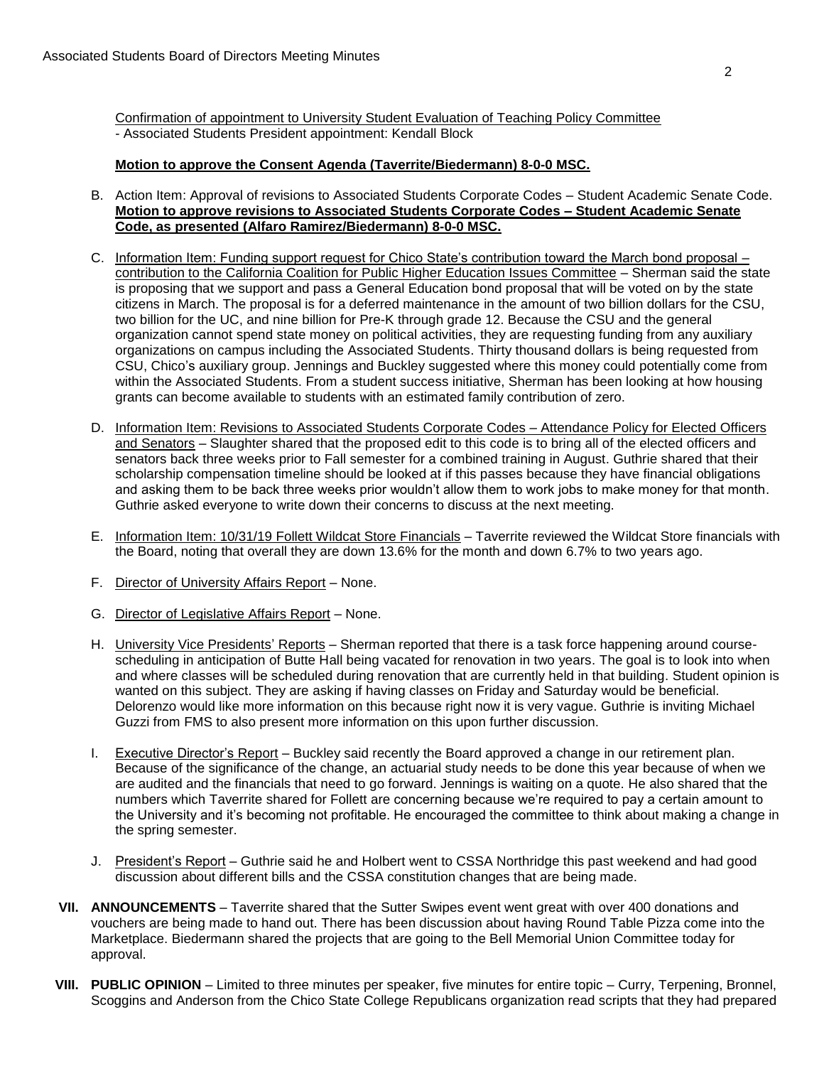Confirmation of appointment to University Student Evaluation of Teaching Policy Committee
- Associated Students President appointment: Kendall Block

**Motion to approve the Consent Agenda (Taverrite/Biedermann) 8-0-0 MSC.**

B. Action Item: Approval of revisions to Associated Students Corporate Codes – Student Academic Senate Code. **Motion to approve revisions to Associated Students Corporate Codes – Student Academic Senate Code, as presented (Alfaro Ramirez/Biedermann) 8-0-0 MSC.**

C. Information Item: Funding support request for Chico State's contribution toward the March bond proposal – contribution to the California Coalition for Public Higher Education Issues Committee – Sherman said the state is proposing that we support and pass a General Education bond proposal that will be voted on by the state citizens in March. The proposal is for a deferred maintenance in the amount of two billion dollars for the CSU, two billion for the UC, and nine billion for Pre-K through grade 12. Because the CSU and the general organization cannot spend state money on political activities, they are requesting funding from any auxiliary organizations on campus including the Associated Students. Thirty thousand dollars is being requested from CSU, Chico's auxiliary group. Jennings and Buckley suggested where this money could potentially come from within the Associated Students. From a student success initiative, Sherman has been looking at how housing grants can become available to students with an estimated family contribution of zero.

D. Information Item: Revisions to Associated Students Corporate Codes – Attendance Policy for Elected Officers and Senators – Slaughter shared that the proposed edit to this code is to bring all of the elected officers and senators back three weeks prior to Fall semester for a combined training in August. Guthrie shared that their scholarship compensation timeline should be looked at if this passes because they have financial obligations and asking them to be back three weeks prior wouldn't allow them to work jobs to make money for that month. Guthrie asked everyone to write down their concerns to discuss at the next meeting.

E. Information Item: 10/31/19 Follett Wildcat Store Financials – Taverrite reviewed the Wildcat Store financials with the Board, noting that overall they are down 13.6% for the month and down 6.7% to two years ago.

F. Director of University Affairs Report – None.

G. Director of Legislative Affairs Report – None.

H. University Vice Presidents' Reports – Sherman reported that there is a task force happening around course-scheduling in anticipation of Butte Hall being vacated for renovation in two years. The goal is to look into when and where classes will be scheduled during renovation that are currently held in that building. Student opinion is wanted on this subject. They are asking if having classes on Friday and Saturday would be beneficial. Delorenzo would like more information on this because right now it is very vague. Guthrie is inviting Michael Guzzi from FMS to also present more information on this upon further discussion.

I. Executive Director's Report – Buckley said recently the Board approved a change in our retirement plan. Because of the significance of the change, an actuarial study needs to be done this year because of when we are audited and the financials that need to go forward. Jennings is waiting on a quote. He also shared that the numbers which Taverrite shared for Follett are concerning because we're required to pay a certain amount to the University and it's becoming not profitable. He encouraged the committee to think about making a change in the spring semester.

J. President's Report – Guthrie said he and Holbert went to CSSA Northridge this past weekend and had good discussion about different bills and the CSSA constitution changes that are being made.

**VII. ANNOUNCEMENTS** – Taverrite shared that the Sutter Swipes event went great with over 400 donations and vouchers are being made to hand out. There has been discussion about having Round Table Pizza come into the Marketplace. Biedermann shared the projects that are going to the Bell Memorial Union Committee today for approval.

**VIII. PUBLIC OPINION** – Limited to three minutes per speaker, five minutes for entire topic – Curry, Terpening, Bronnel, Scoggins and Anderson from the Chico State College Republicans organization read scripts that they had prepared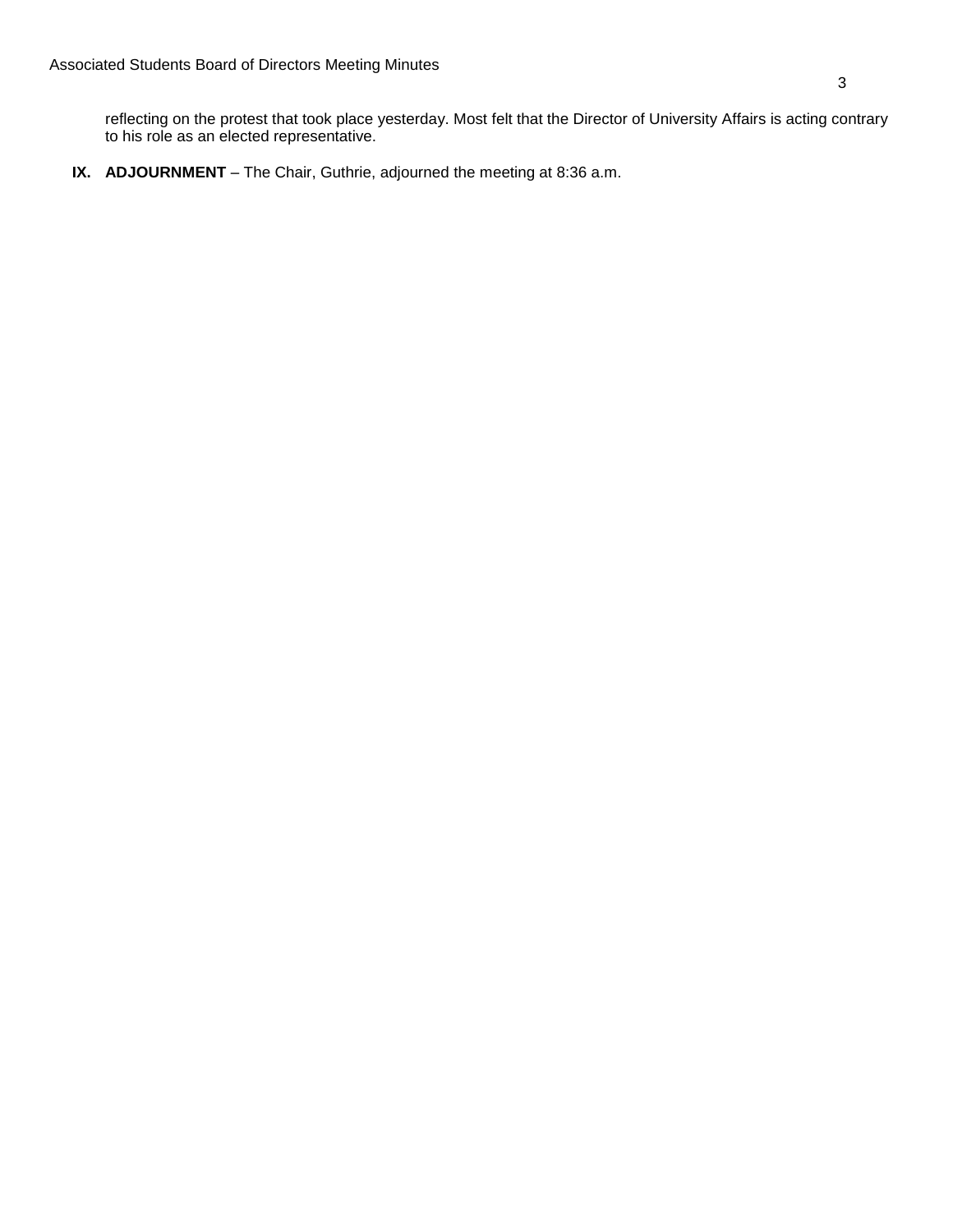reflecting on the protest that took place yesterday. Most felt that the Director of University Affairs is acting contrary to his role as an elected representative.

**IX. ADJOURNMENT** – The Chair, Guthrie, adjourned the meeting at 8:36 a.m.